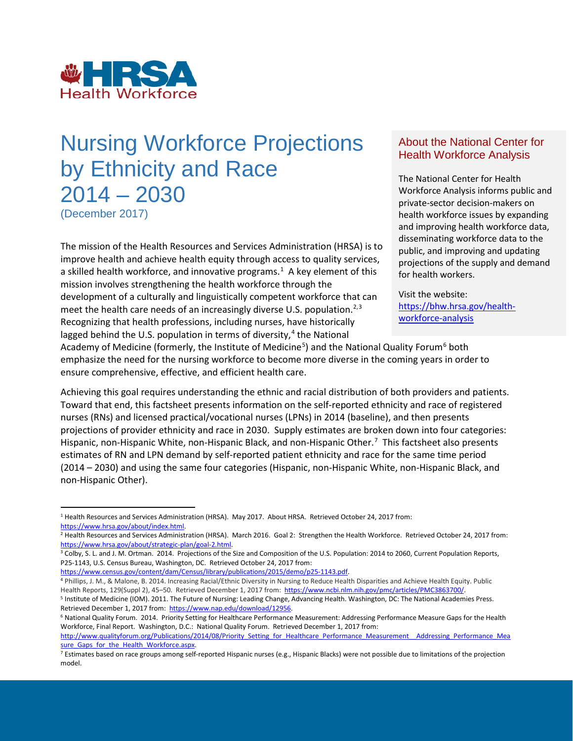HRSA Health Workforce

# Nursing Workforce Projections by Ethnicity and Race 2014 – 2030

(December 2017)

The mission of the Health Resources and Services Administration (HRSA) is to improve health and achieve health equity through access to quality services, a skilled health workforce, and innovative programs.[1] A key element of this mission involves strengthening the health workforce through the development of a culturally and linguistically competent workforce that can meet the health care needs of an increasingly diverse U.S. population.[2,3] Recognizing that health professions, including nurses, have historically lagged behind the U.S. population in terms of diversity,[4] the National Academy of Medicine (formerly, the Institute of Medicine[5]) and the National Quality Forum[6] both emphasize the need for the nursing workforce to become more diverse in the coming years in order to ensure comprehensive, effective, and efficient health care.

Achieving this goal requires understanding the ethnic and racial distribution of both providers and patients. Toward that end, this factsheet presents information on the self-reported ethnicity and race of registered nurses (RNs) and licensed practical/vocational nurses (LPNs) in 2014 (baseline), and then presents projections of provider ethnicity and race in 2030. Supply estimates are broken down into four categories: Hispanic, non-Hispanic White, non-Hispanic Black, and non-Hispanic Other.[7] This factsheet also presents estimates of RN and LPN demand by self-reported patient ethnicity and race for the same time period (2014 – 2030) and using the same four categories (Hispanic, non-Hispanic White, non-Hispanic Black, and non-Hispanic Other).

## About the National Center for Health Workforce Analysis

The National Center for Health Workforce Analysis informs public and private-sector decision-makers on health workforce issues by expanding and improving health workforce data, disseminating workforce data to the public, and improving and updating projections of the supply and demand for health workers.

Visit the website: https://bhw.hrsa.gov/health-workforce-analysis

---

[1] Health Resources and Services Administration (HRSA). May 2017. About HRSA. Retrieved October 24, 2017 from: https://www.hrsa.gov/about/index.html.

[2] Health Resources and Services Administration (HRSA). March 2016. Goal 2: Strengthen the Health Workforce. Retrieved October 24, 2017 from: https://www.hrsa.gov/about/strategic-plan/goal-2.html.

[3] Colby, S. L. and J. M. Ortman. 2014. Projections of the Size and Composition of the U.S. Population: 2014 to 2060, Current Population Reports, P25-1143, U.S. Census Bureau, Washington, DC. Retrieved October 24, 2017 from: https://www.census.gov/content/dam/Census/library/publications/2015/demo/p25-1143.pdf.

[4] Phillips, J. M., & Malone, B. 2014. Increasing Racial/Ethnic Diversity in Nursing to Reduce Health Disparities and Achieve Health Equity. Public Health Reports, 129(Suppl 2), 45–50. Retrieved December 1, 2017 from: https://www.ncbi.nlm.nih.gov/pmc/articles/PMC3863700/.

[5] Institute of Medicine (IOM). 2011. The Future of Nursing: Leading Change, Advancing Health. Washington, DC: The National Academies Press. Retrieved December 1, 2017 from: https://www.nap.edu/download/12956.

[6] National Quality Forum. 2014. Priority Setting for Healthcare Performance Measurement: Addressing Performance Measure Gaps for the Health Workforce, Final Report. Washington, D.C.: National Quality Forum. Retrieved December 1, 2017 from: http://www.qualityforum.org/Publications/2014/08/Priority_Setting_for_Healthcare_Performance_Measurement__Addressing_Performance_Measure_Gaps_for_the_Health_Workforce.aspx.

[7] Estimates based on race groups among self-reported Hispanic nurses (e.g., Hispanic Blacks) were not possible due to limitations of the projection model.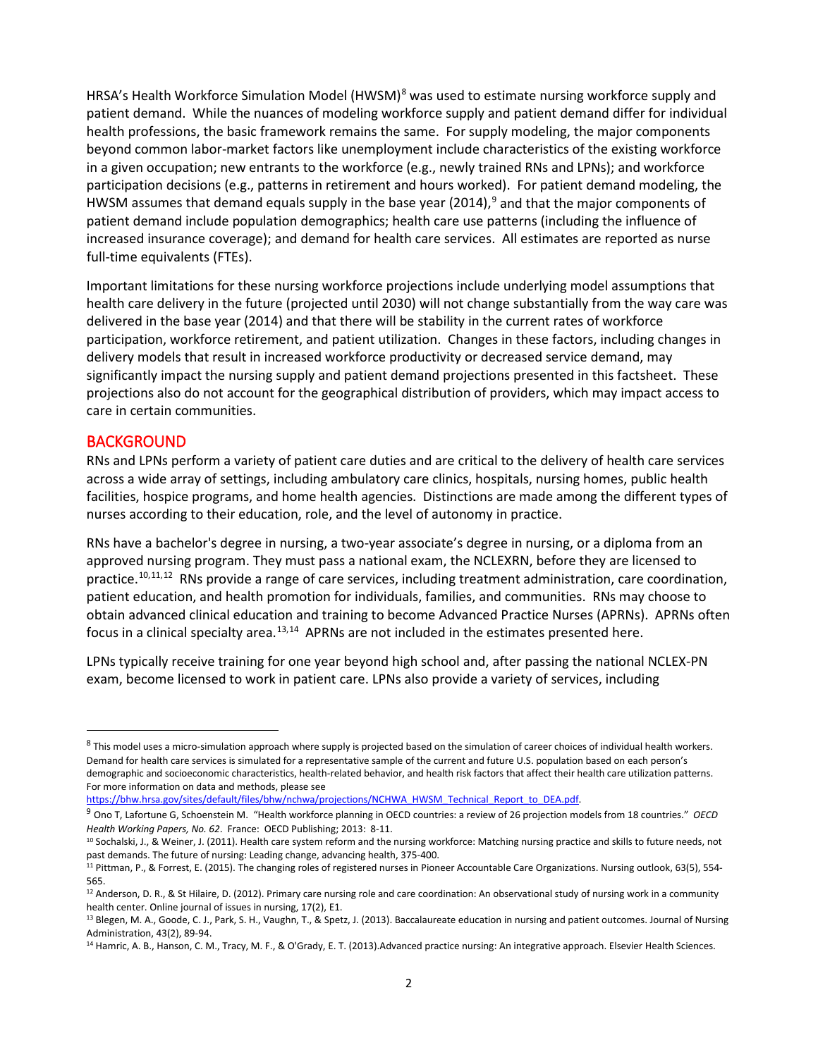HRSA's Health Workforce Simulation Model (HWSM)[8] was used to estimate nursing workforce supply and patient demand. While the nuances of modeling workforce supply and patient demand differ for individual health professions, the basic framework remains the same. For supply modeling, the major components beyond common labor-market factors like unemployment include characteristics of the existing workforce in a given occupation; new entrants to the workforce (e.g., newly trained RNs and LPNs); and workforce participation decisions (e.g., patterns in retirement and hours worked). For patient demand modeling, the HWSM assumes that demand equals supply in the base year (2014),[9] and that the major components of patient demand include population demographics; health care use patterns (including the influence of increased insurance coverage); and demand for health care services. All estimates are reported as nurse full-time equivalents (FTEs).

Important limitations for these nursing workforce projections include underlying model assumptions that health care delivery in the future (projected until 2030) will not change substantially from the way care was delivered in the base year (2014) and that there will be stability in the current rates of workforce participation, workforce retirement, and patient utilization. Changes in these factors, including changes in delivery models that result in increased workforce productivity or decreased service demand, may significantly impact the nursing supply and patient demand projections presented in this factsheet. These projections also do not account for the geographical distribution of providers, which may impact access to care in certain communities.

## BACKGROUND

RNs and LPNs perform a variety of patient care duties and are critical to the delivery of health care services across a wide array of settings, including ambulatory care clinics, hospitals, nursing homes, public health facilities, hospice programs, and home health agencies. Distinctions are made among the different types of nurses according to their education, role, and the level of autonomy in practice.

RNs have a bachelor's degree in nursing, a two-year associate's degree in nursing, or a diploma from an approved nursing program. They must pass a national exam, the NCLEXRN, before they are licensed to practice.[10,11,12] RNs provide a range of care services, including treatment administration, care coordination, patient education, and health promotion for individuals, families, and communities. RNs may choose to obtain advanced clinical education and training to become Advanced Practice Nurses (APRNs). APRNs often focus in a clinical specialty area.[13,14] APRNs are not included in the estimates presented here.

LPNs typically receive training for one year beyond high school and, after passing the national NCLEX-PN exam, become licensed to work in patient care. LPNs also provide a variety of services, including

---

[8] This model uses a micro-simulation approach where supply is projected based on the simulation of career choices of individual health workers. Demand for health care services is simulated for a representative sample of the current and future U.S. population based on each person's demographic and socioeconomic characteristics, health-related behavior, and health risk factors that affect their health care utilization patterns. For more information on data and methods, please see https://bhw.hrsa.gov/sites/default/files/bhw/nchwa/projections/NCHWA_HWSM_Technical_Report_to_DEA.pdf.

[9] Ono T, Lafortune G, Schoenstein M. "Health workforce planning in OECD countries: a review of 26 projection models from 18 countries." *OECD Health Working Papers, No. 62*. France: OECD Publishing; 2013: 8-11.

[10] Sochalski, J., & Weiner, J. (2011). Health care system reform and the nursing workforce: Matching nursing practice and skills to future needs, not past demands. The future of nursing: Leading change, advancing health, 375-400.

[11] Pittman, P., & Forrest, E. (2015). The changing roles of registered nurses in Pioneer Accountable Care Organizations. Nursing outlook, 63(5), 554-565.

[12] Anderson, D. R., & St Hilaire, D. (2012). Primary care nursing role and care coordination: An observational study of nursing work in a community health center. Online journal of issues in nursing, 17(2), E1.

[13] Blegen, M. A., Goode, C. J., Park, S. H., Vaughn, T., & Spetz, J. (2013). Baccalaureate education in nursing and patient outcomes. Journal of Nursing Administration, 43(2), 89-94.

[14] Hamric, A. B., Hanson, C. M., Tracy, M. F., & O'Grady, E. T. (2013).Advanced practice nursing: An integrative approach. Elsevier Health Sciences.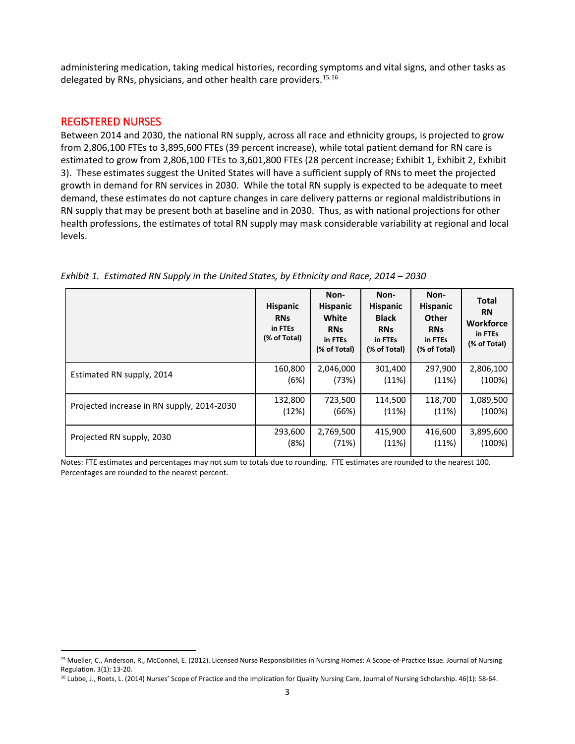administering medication, taking medical histories, recording symptoms and vital signs, and other tasks as delegated by RNs, physicians, and other health care providers.[15,16]

## REGISTERED NURSES

Between 2014 and 2030, the national RN supply, across all race and ethnicity groups, is projected to grow from 2,806,100 FTEs to 3,895,600 FTEs (39 percent increase), while total patient demand for RN care is estimated to grow from 2,806,100 FTEs to 3,601,800 FTEs (28 percent increase; Exhibit 1, Exhibit 2, Exhibit 3). These estimates suggest the United States will have a sufficient supply of RNs to meet the projected growth in demand for RN services in 2030. While the total RN supply is expected to be adequate to meet demand, these estimates do not capture changes in care delivery patterns or regional maldistributions in RN supply that may be present both at baseline and in 2030. Thus, as with national projections for other health professions, the estimates of total RN supply may mask considerable variability at regional and local levels.

*Exhibit 1. Estimated RN Supply in the United States, by Ethnicity and Race, 2014 – 2030*

| | **Hispanic RNs** in FTEs (% of Total) | **Non-Hispanic White RNs** in FTEs (% of Total) | **Non-Hispanic Black RNs** in FTEs (% of Total) | **Non-Hispanic Other RNs** in FTEs (% of Total) | **Total RN Workforce** in FTEs (% of Total) |
|---|---|---|---|---|---|
| Estimated RN supply, 2014 | 160,800 (6%) | 2,046,000 (73%) | 301,400 (11%) | 297,900 (11%) | 2,806,100 (100%) |
| Projected increase in RN supply, 2014-2030 | 132,800 (12%) | 723,500 (66%) | 114,500 (11%) | 118,700 (11%) | 1,089,500 (100%) |
| Projected RN supply, 2030 | 293,600 (8%) | 2,769,500 (71%) | 415,900 (11%) | 416,600 (11%) | 3,895,600 (100%) |

Notes: FTE estimates and percentages may not sum to totals due to rounding. FTE estimates are rounded to the nearest 100. Percentages are rounded to the nearest percent.

---

[15] Mueller, C., Anderson, R., McConnel, E. (2012). Licensed Nurse Responsibilities in Nursing Homes: A Scope-of-Practice Issue. Journal of Nursing Regulation. 3(1): 13-20.

[16] Lubbe, J., Roets, L. (2014) Nurses' Scope of Practice and the Implication for Quality Nursing Care, Journal of Nursing Scholarship. 46(1): 58-64.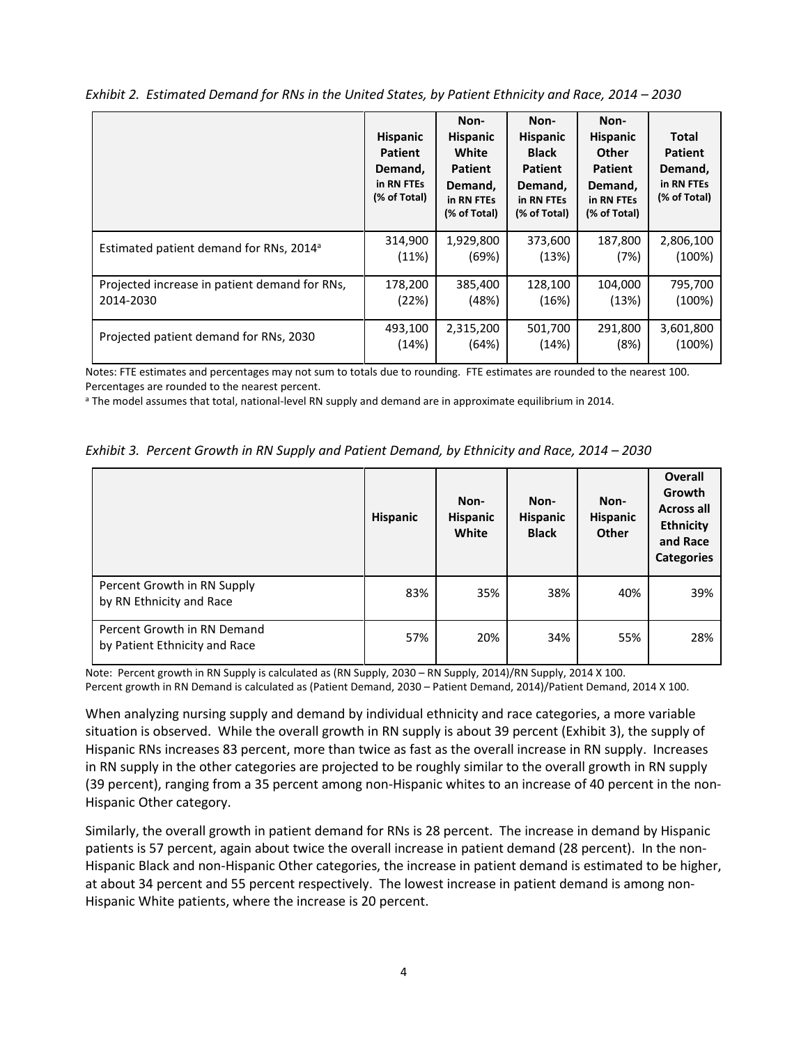*Exhibit 2. Estimated Demand for RNs in the United States, by Patient Ethnicity and Race, 2014 – 2030*

| | Hispanic Patient Demand, in RN FTEs (% of Total) | Non-Hispanic White Patient Demand, in RN FTEs (% of Total) | Non-Hispanic Black Patient Demand, in RN FTEs (% of Total) | Non-Hispanic Other Patient Demand, in RN FTEs (% of Total) | Total Patient Demand, in RN FTEs (% of Total) |
|---|---|---|---|---|---|
| Estimated patient demand for RNs, 2014[a] | 314,900 (11%) | 1,929,800 (69%) | 373,600 (13%) | 187,800 (7%) | 2,806,100 (100%) |
| Projected increase in patient demand for RNs, 2014-2030 | 178,200 (22%) | 385,400 (48%) | 128,100 (16%) | 104,000 (13%) | 795,700 (100%) |
| Projected patient demand for RNs, 2030 | 493,100 (14%) | 2,315,200 (64%) | 501,700 (14%) | 291,800 (8%) | 3,601,800 (100%) |

Notes: FTE estimates and percentages may not sum to totals due to rounding. FTE estimates are rounded to the nearest 100. Percentages are rounded to the nearest percent.

[a] The model assumes that total, national-level RN supply and demand are in approximate equilibrium in 2014.

*Exhibit 3. Percent Growth in RN Supply and Patient Demand, by Ethnicity and Race, 2014 – 2030*

| | Hispanic | Non-Hispanic White | Non-Hispanic Black | Non-Hispanic Other | Overall Growth Across all Ethnicity and Race Categories |
|---|---|---|---|---|---|
| Percent Growth in RN Supply by RN Ethnicity and Race | 83% | 35% | 38% | 40% | 39% |
| Percent Growth in RN Demand by Patient Ethnicity and Race | 57% | 20% | 34% | 55% | 28% |

Note: Percent growth in RN Supply is calculated as (RN Supply, 2030 – RN Supply, 2014)/RN Supply, 2014 X 100.
Percent growth in RN Demand is calculated as (Patient Demand, 2030 – Patient Demand, 2014)/Patient Demand, 2014 X 100.

When analyzing nursing supply and demand by individual ethnicity and race categories, a more variable situation is observed. While the overall growth in RN supply is about 39 percent (Exhibit 3), the supply of Hispanic RNs increases 83 percent, more than twice as fast as the overall increase in RN supply. Increases in RN supply in the other categories are projected to be roughly similar to the overall growth in RN supply (39 percent), ranging from a 35 percent among non-Hispanic whites to an increase of 40 percent in the non-Hispanic Other category.

Similarly, the overall growth in patient demand for RNs is 28 percent. The increase in demand by Hispanic patients is 57 percent, again about twice the overall increase in patient demand (28 percent). In the non-Hispanic Black and non-Hispanic Other categories, the increase in patient demand is estimated to be higher, at about 34 percent and 55 percent respectively. The lowest increase in patient demand is among non-Hispanic White patients, where the increase is 20 percent.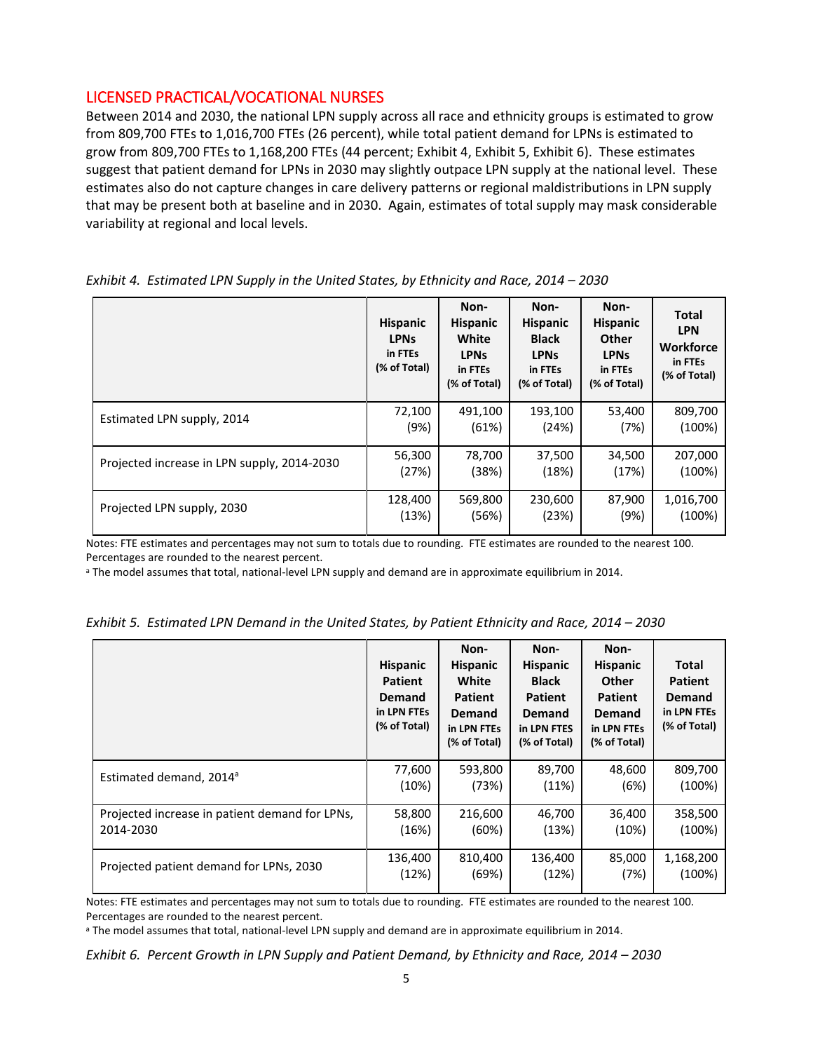## LICENSED PRACTICAL/VOCATIONAL NURSES

Between 2014 and 2030, the national LPN supply across all race and ethnicity groups is estimated to grow from 809,700 FTEs to 1,016,700 FTEs (26 percent), while total patient demand for LPNs is estimated to grow from 809,700 FTEs to 1,168,200 FTEs (44 percent; Exhibit 4, Exhibit 5, Exhibit 6). These estimates suggest that patient demand for LPNs in 2030 may slightly outpace LPN supply at the national level. These estimates also do not capture changes in care delivery patterns or regional maldistributions in LPN supply that may be present both at baseline and in 2030. Again, estimates of total supply may mask considerable variability at regional and local levels.

*Exhibit 4. Estimated LPN Supply in the United States, by Ethnicity and Race, 2014 – 2030*

| | **Hispanic LPNs** in FTEs (% of Total) | **Non-Hispanic White LPNs** in FTEs (% of Total) | **Non-Hispanic Black LPNs** in FTEs (% of Total) | **Non-Hispanic Other LPNs** in FTEs (% of Total) | **Total LPN Workforce** in FTEs (% of Total) |
|---|---|---|---|---|---|
| Estimated LPN supply, 2014 | 72,100 (9%) | 491,100 (61%) | 193,100 (24%) | 53,400 (7%) | 809,700 (100%) |
| Projected increase in LPN supply, 2014-2030 | 56,300 (27%) | 78,700 (38%) | 37,500 (18%) | 34,500 (17%) | 207,000 (100%) |
| Projected LPN supply, 2030 | 128,400 (13%) | 569,800 (56%) | 230,600 (23%) | 87,900 (9%) | 1,016,700 (100%) |

Notes: FTE estimates and percentages may not sum to totals due to rounding. FTE estimates are rounded to the nearest 100. Percentages are rounded to the nearest percent.
[a] The model assumes that total, national-level LPN supply and demand are in approximate equilibrium in 2014.

*Exhibit 5. Estimated LPN Demand in the United States, by Patient Ethnicity and Race, 2014 – 2030*

| | **Hispanic Patient Demand** in LPN FTEs (% of Total) | **Non-Hispanic White Patient Demand** in LPN FTEs (% of Total) | **Non-Hispanic Black Patient Demand** in LPN FTES (% of Total) | **Non-Hispanic Other Patient Demand** in LPN FTEs (% of Total) | **Total Patient Demand** in LPN FTEs (% of Total) |
|---|---|---|---|---|---|
| Estimated demand, 2014[a] | 77,600 (10%) | 593,800 (73%) | 89,700 (11%) | 48,600 (6%) | 809,700 (100%) |
| Projected increase in patient demand for LPNs, 2014-2030 | 58,800 (16%) | 216,600 (60%) | 46,700 (13%) | 36,400 (10%) | 358,500 (100%) |
| Projected patient demand for LPNs, 2030 | 136,400 (12%) | 810,400 (69%) | 136,400 (12%) | 85,000 (7%) | 1,168,200 (100%) |

Notes: FTE estimates and percentages may not sum to totals due to rounding. FTE estimates are rounded to the nearest 100. Percentages are rounded to the nearest percent.
[a] The model assumes that total, national-level LPN supply and demand are in approximate equilibrium in 2014.

*Exhibit 6. Percent Growth in LPN Supply and Patient Demand, by Ethnicity and Race, 2014 – 2030*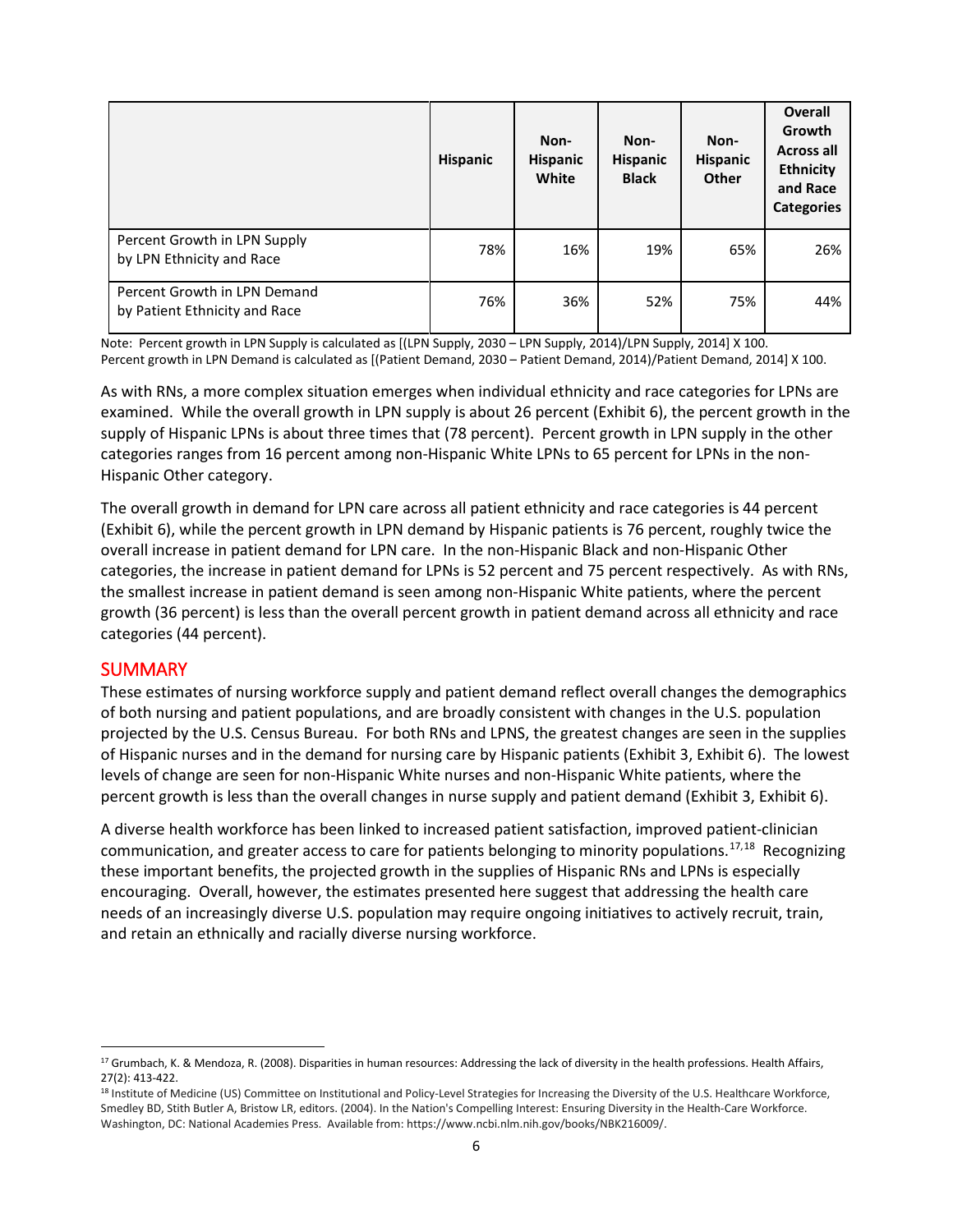| | Hispanic | Non-Hispanic White | Non-Hispanic Black | Non-Hispanic Other | Overall Growth Across all Ethnicity and Race Categories |
|---|---|---|---|---|---|
| Percent Growth in LPN Supply by LPN Ethnicity and Race | 78% | 16% | 19% | 65% | 26% |
| Percent Growth in LPN Demand by Patient Ethnicity and Race | 76% | 36% | 52% | 75% | 44% |

Note: Percent growth in LPN Supply is calculated as [(LPN Supply, 2030 – LPN Supply, 2014)/LPN Supply, 2014] X 100.
Percent growth in LPN Demand is calculated as [(Patient Demand, 2030 – Patient Demand, 2014)/Patient Demand, 2014] X 100.

As with RNs, a more complex situation emerges when individual ethnicity and race categories for LPNs are examined. While the overall growth in LPN supply is about 26 percent (Exhibit 6), the percent growth in the supply of Hispanic LPNs is about three times that (78 percent). Percent growth in LPN supply in the other categories ranges from 16 percent among non-Hispanic White LPNs to 65 percent for LPNs in the non-Hispanic Other category.

The overall growth in demand for LPN care across all patient ethnicity and race categories is 44 percent (Exhibit 6), while the percent growth in LPN demand by Hispanic patients is 76 percent, roughly twice the overall increase in patient demand for LPN care. In the non-Hispanic Black and non-Hispanic Other categories, the increase in patient demand for LPNs is 52 percent and 75 percent respectively. As with RNs, the smallest increase in patient demand is seen among non-Hispanic White patients, where the percent growth (36 percent) is less than the overall percent growth in patient demand across all ethnicity and race categories (44 percent).

## SUMMARY

These estimates of nursing workforce supply and patient demand reflect overall changes the demographics of both nursing and patient populations, and are broadly consistent with changes in the U.S. population projected by the U.S. Census Bureau. For both RNs and LPNS, the greatest changes are seen in the supplies of Hispanic nurses and in the demand for nursing care by Hispanic patients (Exhibit 3, Exhibit 6). The lowest levels of change are seen for non-Hispanic White nurses and non-Hispanic White patients, where the percent growth is less than the overall changes in nurse supply and patient demand (Exhibit 3, Exhibit 6).

A diverse health workforce has been linked to increased patient satisfaction, improved patient-clinician communication, and greater access to care for patients belonging to minority populations.[17,18] Recognizing these important benefits, the projected growth in the supplies of Hispanic RNs and LPNs is especially encouraging. Overall, however, the estimates presented here suggest that addressing the health care needs of an increasingly diverse U.S. population may require ongoing initiatives to actively recruit, train, and retain an ethnically and racially diverse nursing workforce.

---

[17] Grumbach, K. & Mendoza, R. (2008). Disparities in human resources: Addressing the lack of diversity in the health professions. Health Affairs, 27(2): 413-422.

[18] Institute of Medicine (US) Committee on Institutional and Policy-Level Strategies for Increasing the Diversity of the U.S. Healthcare Workforce, Smedley BD, Stith Butler A, Bristow LR, editors. (2004). In the Nation's Compelling Interest: Ensuring Diversity in the Health-Care Workforce. Washington, DC: National Academies Press. Available from: https://www.ncbi.nlm.nih.gov/books/NBK216009/.